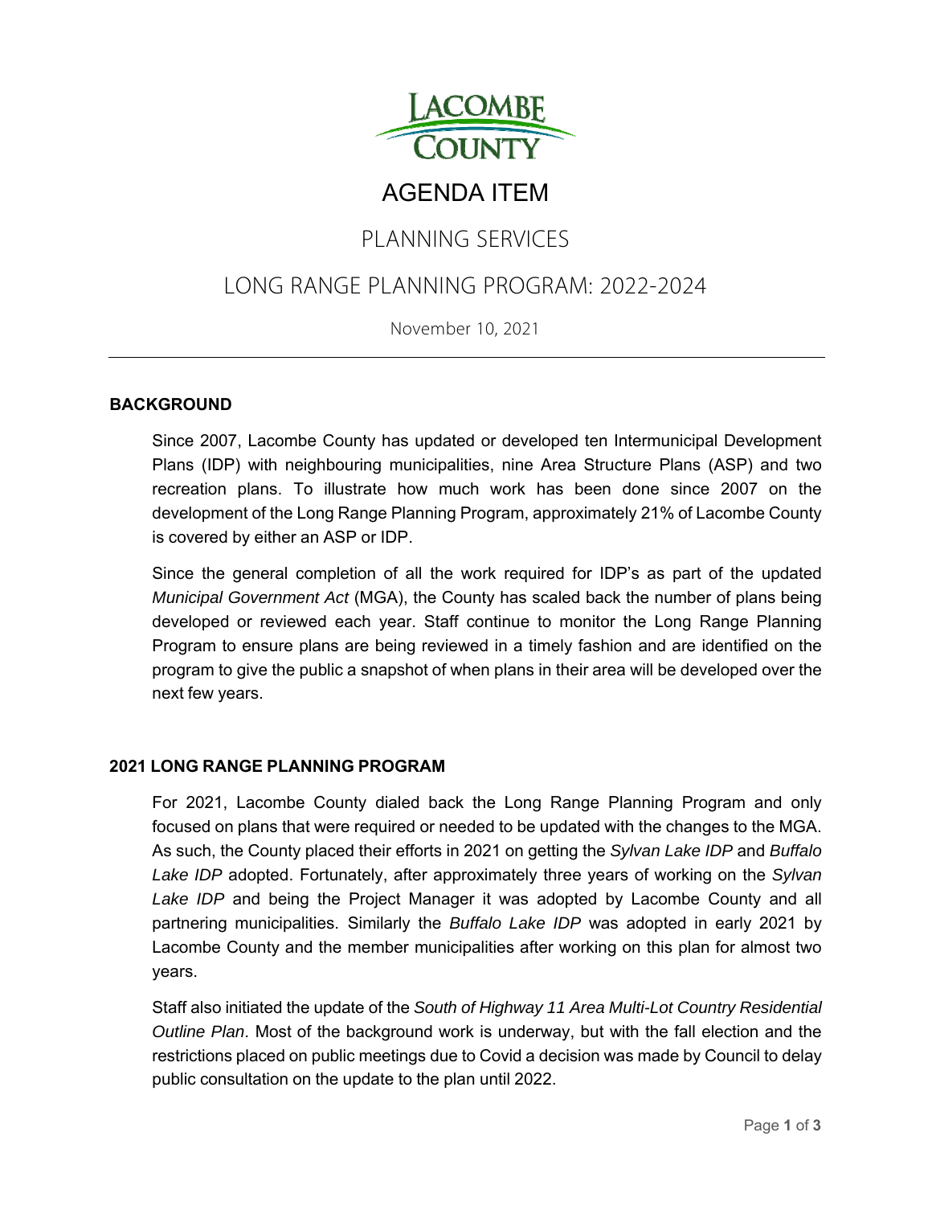# AGENDA ITEM

## PLANNING SERVICES

## LONG RANGE PLANNING PROGRAM: 2022-2024

November 10, 2021

---

### BACKGROUND

Since 2007, Lacombe County has updated or developed ten Intermunicipal Development Plans (IDP) with neighbouring municipalities, nine Area Structure Plans (ASP) and two recreation plans. To illustrate how much work has been done since 2007 on the development of the Long Range Planning Program, approximately 21% of Lacombe County is covered by either an ASP or IDP.

Since the general completion of all the work required for IDP's as part of the updated *Municipal Government Act* (MGA), the County has scaled back the number of plans being developed or reviewed each year. Staff continue to monitor the Long Range Planning Program to ensure plans are being reviewed in a timely fashion and are identified on the program to give the public a snapshot of when plans in their area will be developed over the next few years.

### 2021 LONG RANGE PLANNING PROGRAM

For 2021, Lacombe County dialed back the Long Range Planning Program and only focused on plans that were required or needed to be updated with the changes to the MGA. As such, the County placed their efforts in 2021 on getting the *Sylvan Lake IDP* and *Buffalo Lake IDP* adopted. Fortunately, after approximately three years of working on the *Sylvan Lake IDP* and being the Project Manager it was adopted by Lacombe County and all partnering municipalities. Similarly the *Buffalo Lake IDP* was adopted in early 2021 by Lacombe County and the member municipalities after working on this plan for almost two years.

Staff also initiated the update of the *South of Highway 11 Area Multi-Lot Country Residential Outline Plan*. Most of the background work is underway, but with the fall election and the restrictions placed on public meetings due to Covid a decision was made by Council to delay public consultation on the update to the plan until 2022.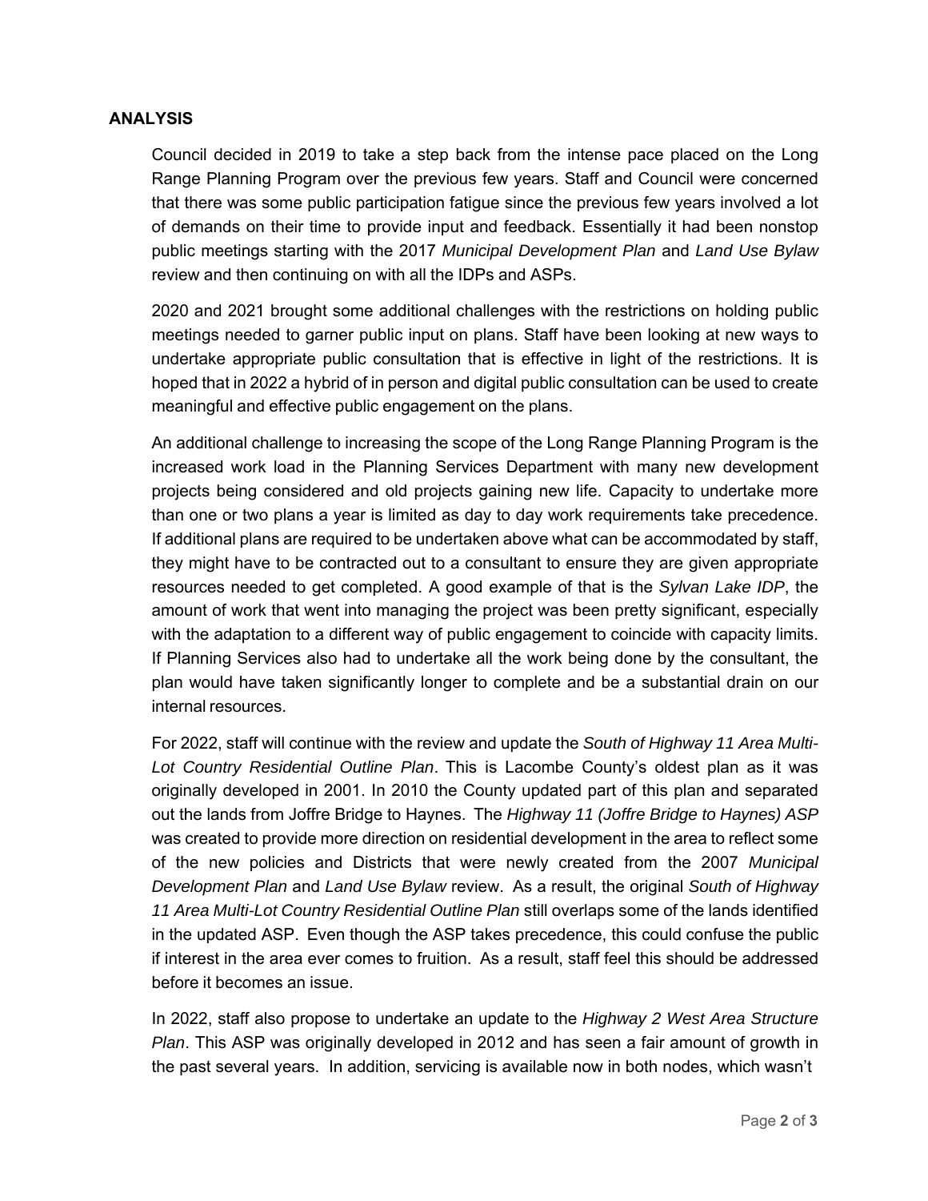## ANALYSIS

Council decided in 2019 to take a step back from the intense pace placed on the Long Range Planning Program over the previous few years. Staff and Council were concerned that there was some public participation fatigue since the previous few years involved a lot of demands on their time to provide input and feedback. Essentially it had been nonstop public meetings starting with the 2017 *Municipal Development Plan* and *Land Use Bylaw* review and then continuing on with all the IDPs and ASPs.

2020 and 2021 brought some additional challenges with the restrictions on holding public meetings needed to garner public input on plans. Staff have been looking at new ways to undertake appropriate public consultation that is effective in light of the restrictions. It is hoped that in 2022 a hybrid of in person and digital public consultation can be used to create meaningful and effective public engagement on the plans.

An additional challenge to increasing the scope of the Long Range Planning Program is the increased work load in the Planning Services Department with many new development projects being considered and old projects gaining new life. Capacity to undertake more than one or two plans a year is limited as day to day work requirements take precedence. If additional plans are required to be undertaken above what can be accommodated by staff, they might have to be contracted out to a consultant to ensure they are given appropriate resources needed to get completed. A good example of that is the *Sylvan Lake IDP*, the amount of work that went into managing the project was been pretty significant, especially with the adaptation to a different way of public engagement to coincide with capacity limits. If Planning Services also had to undertake all the work being done by the consultant, the plan would have taken significantly longer to complete and be a substantial drain on our internal resources.

For 2022, staff will continue with the review and update the *South of Highway 11 Area Multi-Lot Country Residential Outline Plan*. This is Lacombe County's oldest plan as it was originally developed in 2001. In 2010 the County updated part of this plan and separated out the lands from Joffre Bridge to Haynes. The *Highway 11 (Joffre Bridge to Haynes) ASP* was created to provide more direction on residential development in the area to reflect some of the new policies and Districts that were newly created from the 2007 *Municipal Development Plan* and *Land Use Bylaw* review. As a result, the original *South of Highway 11 Area Multi-Lot Country Residential Outline Plan* still overlaps some of the lands identified in the updated ASP. Even though the ASP takes precedence, this could confuse the public if interest in the area ever comes to fruition. As a result, staff feel this should be addressed before it becomes an issue.

In 2022, staff also propose to undertake an update to the *Highway 2 West Area Structure Plan*. This ASP was originally developed in 2012 and has seen a fair amount of growth in the past several years. In addition, servicing is available now in both nodes, which wasn't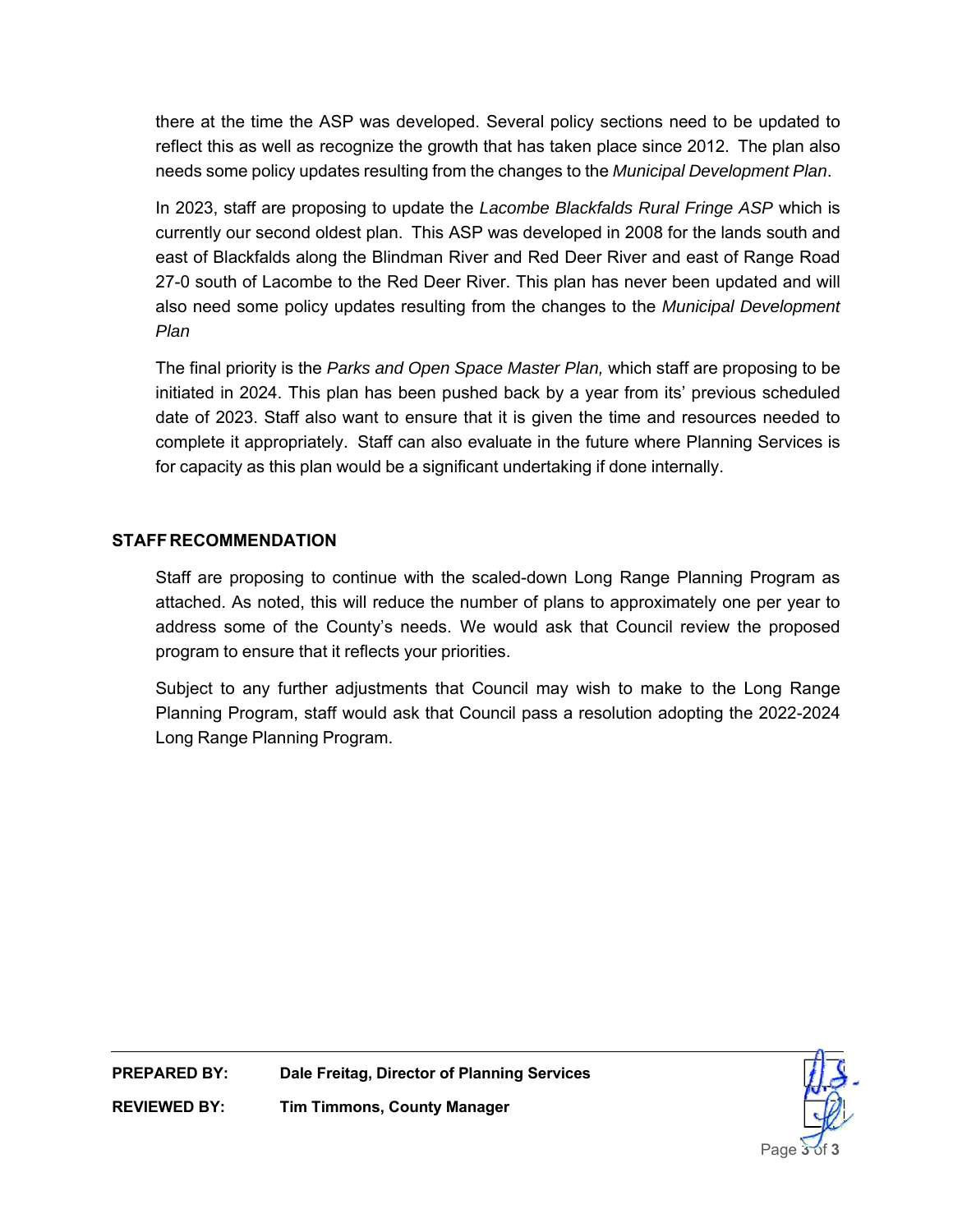there at the time the ASP was developed. Several policy sections need to be updated to reflect this as well as recognize the growth that has taken place since 2012. The plan also needs some policy updates resulting from the changes to the *Municipal Development Plan*.

In 2023, staff are proposing to update the *Lacombe Blackfalds Rural Fringe ASP* which is currently our second oldest plan. This ASP was developed in 2008 for the lands south and east of Blackfalds along the Blindman River and Red Deer River and east of Range Road 27-0 south of Lacombe to the Red Deer River. This plan has never been updated and will also need some policy updates resulting from the changes to the *Municipal Development Plan*

The final priority is the *Parks and Open Space Master Plan,* which staff are proposing to be initiated in 2024. This plan has been pushed back by a year from its' previous scheduled date of 2023. Staff also want to ensure that it is given the time and resources needed to complete it appropriately. Staff can also evaluate in the future where Planning Services is for capacity as this plan would be a significant undertaking if done internally.

## STAFF RECOMMENDATION

Staff are proposing to continue with the scaled-down Long Range Planning Program as attached. As noted, this will reduce the number of plans to approximately one per year to address some of the County's needs. We would ask that Council review the proposed program to ensure that it reflects your priorities.

Subject to any further adjustments that Council may wish to make to the Long Range Planning Program, staff would ask that Council pass a resolution adopting the 2022-2024 Long Range Planning Program.

**PREPARED BY:** **Dale Freitag, Director of Planning Services**

**REVIEWED BY:** **Tim Timmons, County Manager**